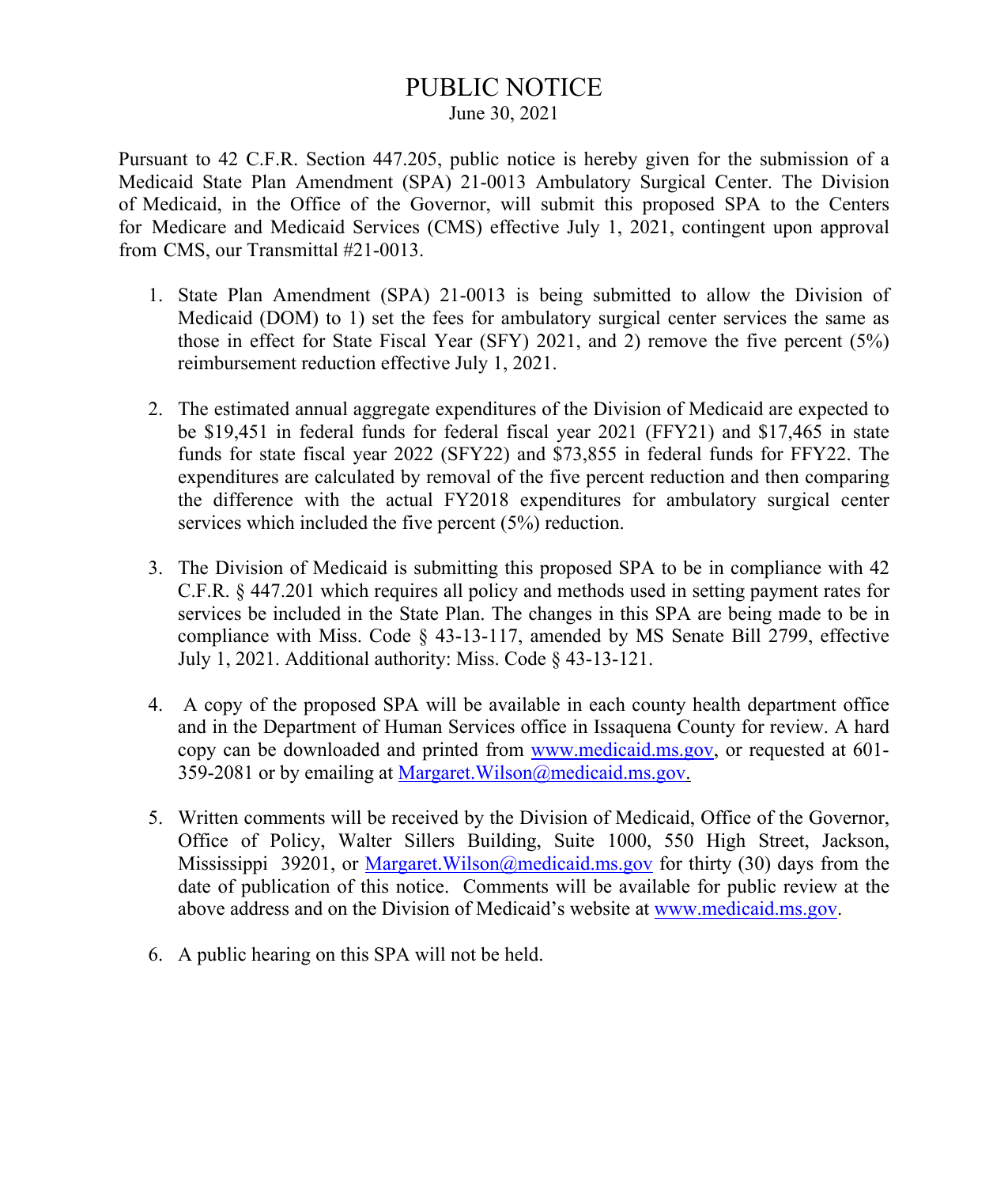# PUBLIC NOTICE

June 30, 2021

Pursuant to 42 C.F.R. Section 447.205, public notice is hereby given for the submission of a Medicaid State Plan Amendment (SPA) 21-0013 Ambulatory Surgical Center. The Division of Medicaid, in the Office of the Governor, will submit this proposed SPA to the Centers for Medicare and Medicaid Services (CMS) effective July 1, 2021, contingent upon approval from CMS, our Transmittal #21-0013.

1. State Plan Amendment (SPA) 21-0013 is being submitted to allow the Division of Medicaid (DOM) to 1) set the fees for ambulatory surgical center services the same as those in effect for State Fiscal Year (SFY) 2021, and 2) remove the five percent (5%) reimbursement reduction effective July 1, 2021.

2. The estimated annual aggregate expenditures of the Division of Medicaid are expected to be $19,451 in federal funds for federal fiscal year 2021 (FFY21) and $17,465 in state funds for state fiscal year 2022 (SFY22) and $73,855 in federal funds for FFY22. The expenditures are calculated by removal of the five percent reduction and then comparing the difference with the actual FY2018 expenditures for ambulatory surgical center services which included the five percent (5%) reduction.

3. The Division of Medicaid is submitting this proposed SPA to be in compliance with 42 C.F.R. § 447.201 which requires all policy and methods used in setting payment rates for services be included in the State Plan. The changes in this SPA are being made to be in compliance with Miss. Code § 43-13-117, amended by MS Senate Bill 2799, effective July 1, 2021. Additional authority: Miss. Code § 43-13-121.

4. A copy of the proposed SPA will be available in each county health department office and in the Department of Human Services office in Issaquena County for review. A hard copy can be downloaded and printed from www.medicaid.ms.gov, or requested at 601-359-2081 or by emailing at Margaret.Wilson@medicaid.ms.gov.

5. Written comments will be received by the Division of Medicaid, Office of the Governor, Office of Policy, Walter Sillers Building, Suite 1000, 550 High Street, Jackson, Mississippi 39201, or Margaret.Wilson@medicaid.ms.gov for thirty (30) days from the date of publication of this notice. Comments will be available for public review at the above address and on the Division of Medicaid's website at www.medicaid.ms.gov.

6. A public hearing on this SPA will not be held.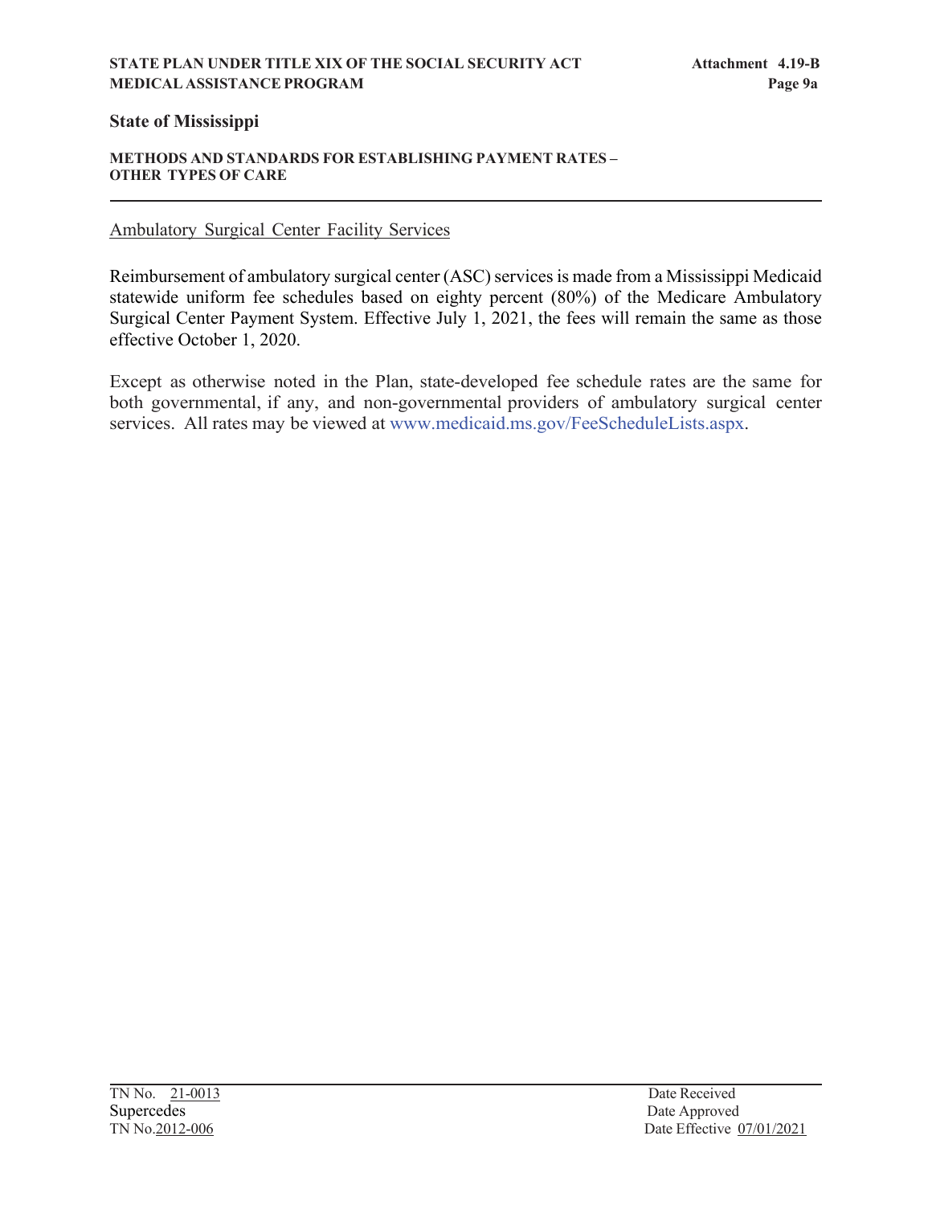# State of Mississippi

**METHODS AND STANDARDS FOR ESTABLISHING PAYMENT RATES – OTHER TYPES OF CARE**

Ambulatory Surgical Center Facility Services

Reimbursement of ambulatory surgical center (ASC) services is made from a Mississippi Medicaid statewide uniform fee schedules based on eighty percent (80%) of the Medicare Ambulatory Surgical Center Payment System. Effective July 1, 2021, the fees will remain the same as those effective October 1, 2020.

Except as otherwise noted in the Plan, state-developed fee schedule rates are the same for both governmental, if any, and non-governmental providers of ambulatory surgical center services. All rates may be viewed at www.medicaid.ms.gov/FeeScheduleLists.aspx.

TN No. 21-0013
Supercedes
TN No.2012-006

Date Received
Date Approved
Date Effective 07/01/2021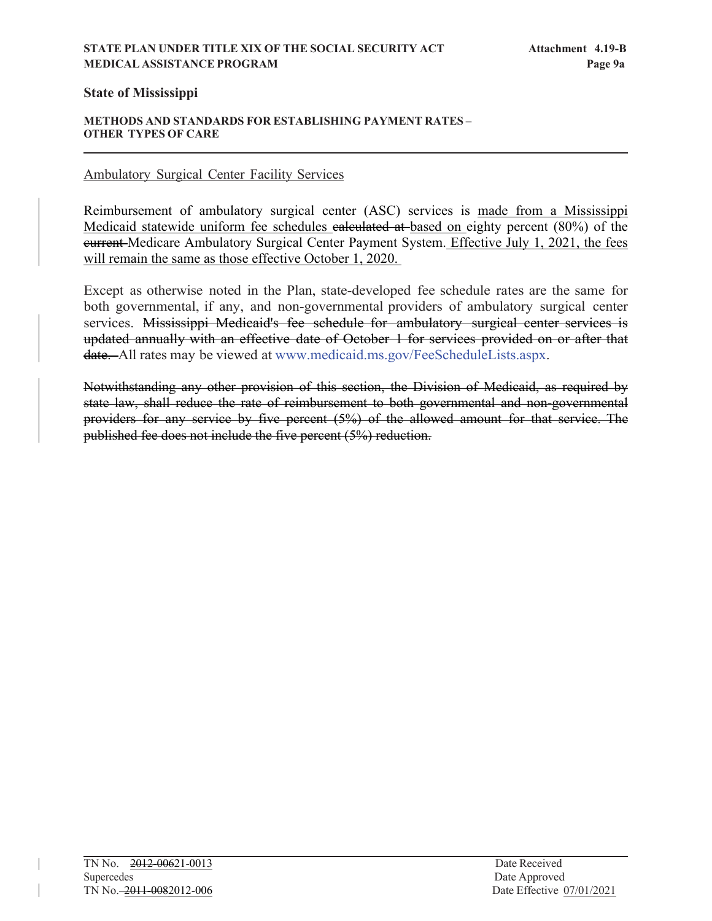**STATE PLAN UNDER TITLE XIX OF THE SOCIAL SECURITY ACT** **Attachment 4.19-B**
**MEDICAL ASSISTANCE PROGRAM** **Page 9a**

**State of Mississippi**

**METHODS AND STANDARDS FOR ESTABLISHING PAYMENT RATES – OTHER TYPES OF CARE**

Ambulatory Surgical Center Facility Services

Reimbursement of ambulatory surgical center (ASC) services is made from a Mississippi Medicaid statewide uniform fee schedules ~~calculated at~~ based on eighty percent (80%) of the ~~current~~ Medicare Ambulatory Surgical Center Payment System. Effective July 1, 2021, the fees will remain the same as those effective October 1, 2020.

Except as otherwise noted in the Plan, state-developed fee schedule rates are the same for both governmental, if any, and non-governmental providers of ambulatory surgical center services. ~~Mississippi Medicaid's fee schedule for ambulatory surgical center services is updated annually with an effective date of October 1 for services provided on or after that date.~~ All rates may be viewed at www.medicaid.ms.gov/FeeScheduleLists.aspx.

~~Notwithstanding any other provision of this section, the Division of Medicaid, as required by state law, shall reduce the rate of reimbursement to both governmental and non-governmental providers for any service by five percent (5%) of the allowed amount for that service. The published fee does not include the five percent (5%) reduction.~~

TN No. ~~2012-006~~21-0013 Date Received
Supercedes Date Approved
TN No. ~~2011-008~~2012-006 Date Effective 07/01/2021